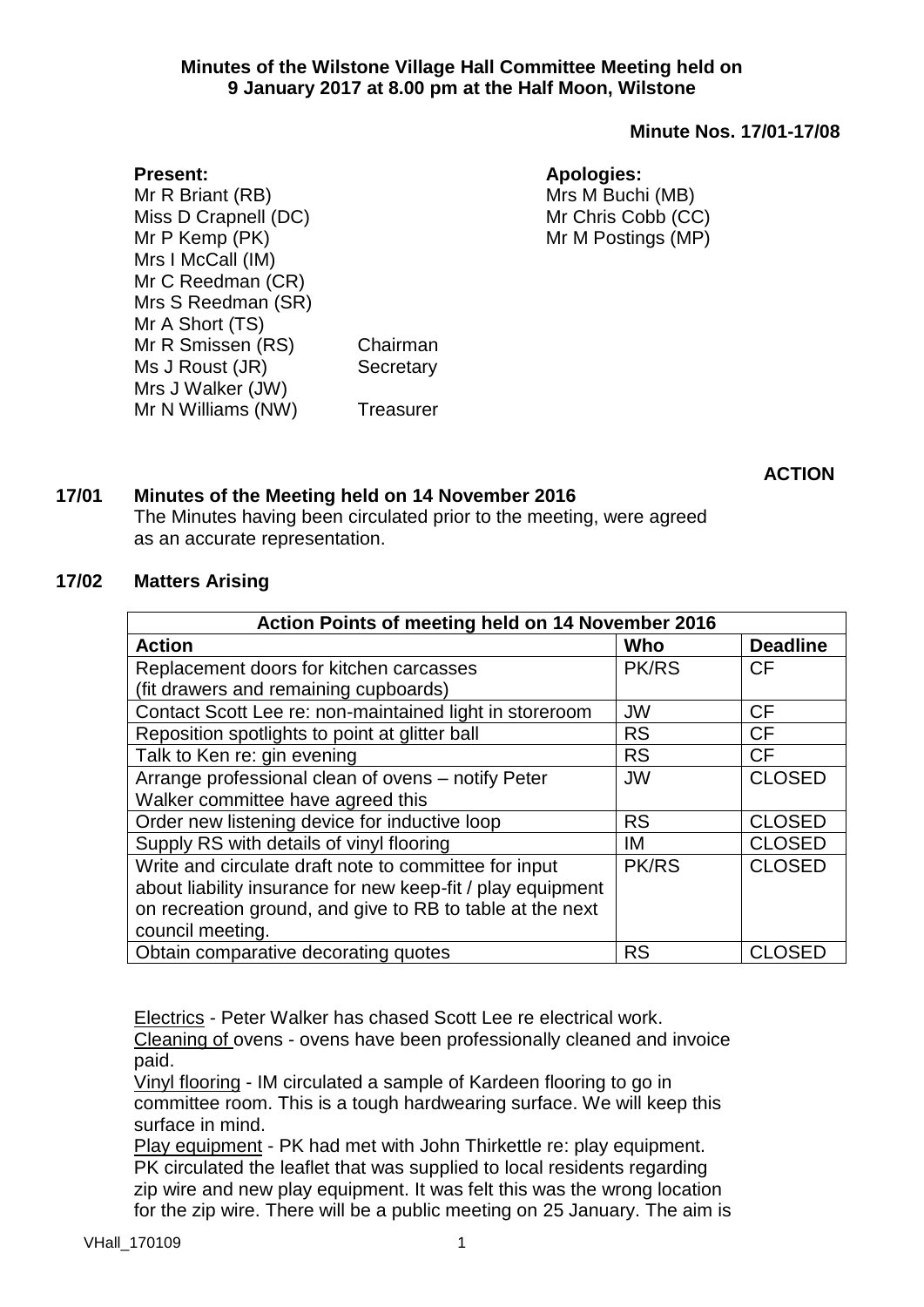**Minutes of the Wilstone Village Hall Committee Meeting held on 9 January 2017 at 8.00 pm at the Half Moon, Wilstone**

**Minute Nos. 17/01-17/08**

**Present:**
Mr R Briant (RB)
Miss D Crapnell (DC)
Mr P Kemp (PK)
Mrs I McCall (IM)
Mr C Reedman (CR)
Mrs S Reedman (SR)
Mr A Short (TS)
Mr R Smissen (RS) Chairman
Ms J Roust (JR) Secretary
Mrs J Walker (JW)
Mr N Williams (NW) Treasurer

**Apologies:**
Mrs M Buchi (MB)
Mr Chris Cobb (CC)
Mr M Postings (MP)

**ACTION**

**17/01 Minutes of the Meeting held on 14 November 2016**

The Minutes having been circulated prior to the meeting, were agreed as an accurate representation.

**17/02 Matters Arising**

| Action Points of meeting held on 14 November 2016 | | |
|---|---|---|
| **Action** | **Who** | **Deadline** |
| Replacement doors for kitchen carcasses (fit drawers and remaining cupboards) | PK/RS | CF |
| Contact Scott Lee re: non-maintained light in storeroom | JW | CF |
| Reposition spotlights to point at glitter ball | RS | CF |
| Talk to Ken re: gin evening | RS | CF |
| Arrange professional clean of ovens – notify Peter Walker committee have agreed this | JW | CLOSED |
| Order new listening device for inductive loop | RS | CLOSED |
| Supply RS with details of vinyl flooring | IM | CLOSED |
| Write and circulate draft note to committee for input about liability insurance for new keep-fit / play equipment on recreation ground, and give to RB to table at the next council meeting. | PK/RS | CLOSED |
| Obtain comparative decorating quotes | RS | CLOSED |

Electrics - Peter Walker has chased Scott Lee re electrical work.
Cleaning of ovens - ovens have been professionally cleaned and invoice paid.
Vinyl flooring - IM circulated a sample of Kardeen flooring to go in committee room. This is a tough hardwearing surface. We will keep this surface in mind.
Play equipment - PK had met with John Thirkettle re: play equipment. PK circulated the leaflet that was supplied to local residents regarding zip wire and new play equipment. It was felt this was the wrong location for the zip wire. There will be a public meeting on 25 January. The aim is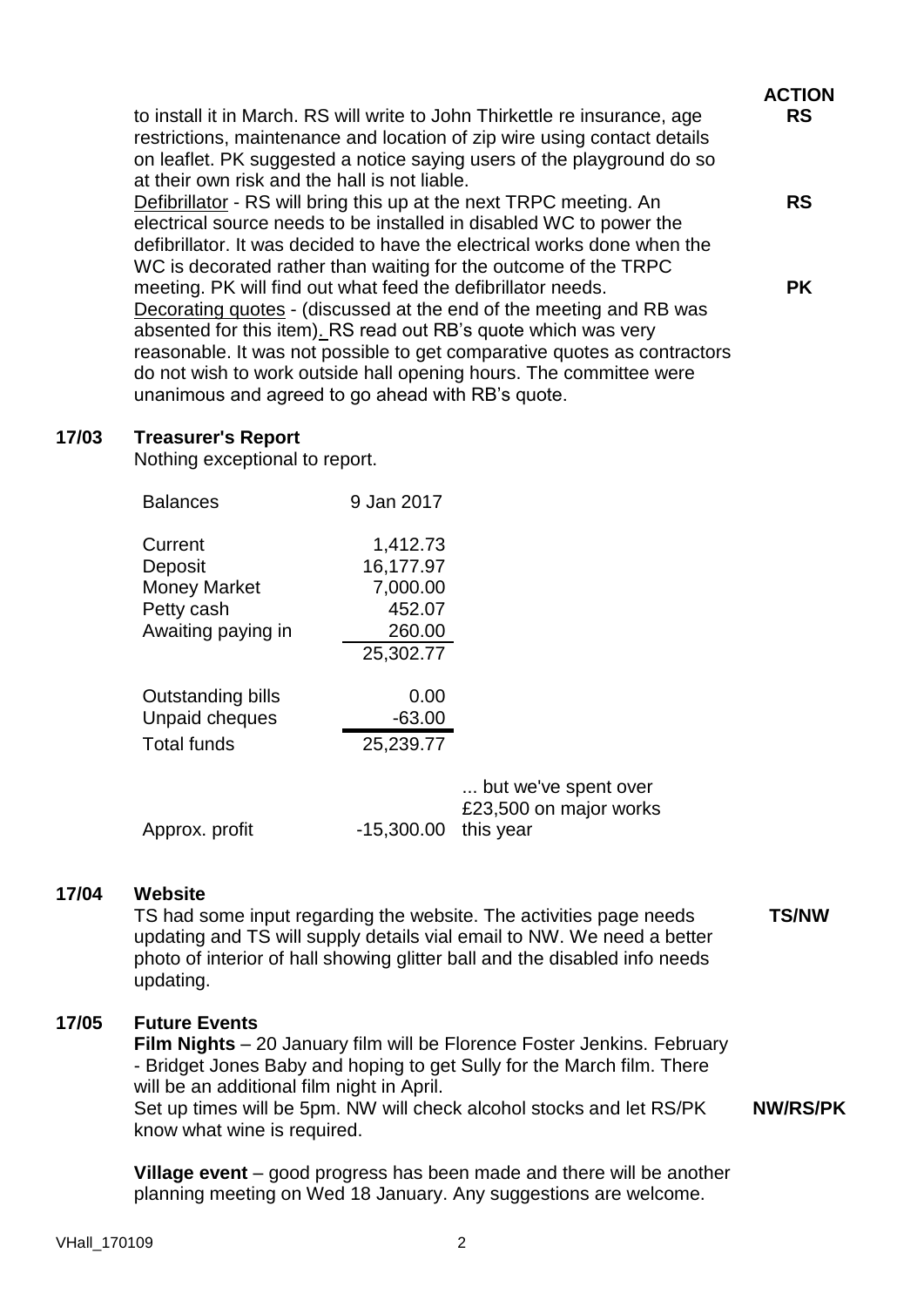**ACTION**

to install it in March. RS will write to John Thirkettle re insurance, age restrictions, maintenance and location of zip wire using contact details on leaflet. PK suggested a notice saying users of the playground do so at their own risk and the hall is not liable. **RS**

Defibrillator - RS will bring this up at the next TRPC meeting. An electrical source needs to be installed in disabled WC to power the defibrillator. It was decided to have the electrical works done when the WC is decorated rather than waiting for the outcome of the TRPC meeting. PK will find out what feed the defibrillator needs. **RS** **PK**

Decorating quotes - (discussed at the end of the meeting and RB was absented for this item). RS read out RB's quote which was very reasonable. It was not possible to get comparative quotes as contractors do not wish to work outside hall opening hours. The committee were unanimous and agreed to go ahead with RB's quote.

## 17/03 Treasurer's Report

Nothing exceptional to report.

| Balances | 9 Jan 2017 | |
|---|---|---|
| Current | 1,412.73 | |
| Deposit | 16,177.97 | |
| Money Market | 7,000.00 | |
| Petty cash | 452.07 | |
| Awaiting paying in | 260.00 | |
| | 25,302.77 | |
| Outstanding bills | 0.00 | |
| Unpaid cheques | -63.00 | |
| Total funds | 25,239.77 | |
| Approx. profit | -15,300.00 | ... but we've spent over £23,500 on major works this year |

## 17/04 Website

TS had some input regarding the website. The activities page needs updating and TS will supply details vial email to NW. We need a better photo of interior of hall showing glitter ball and the disabled info needs updating. **TS/NW**

## 17/05 Future Events

**Film Nights** – 20 January film will be Florence Foster Jenkins. February - Bridget Jones Baby and hoping to get Sully for the March film. There will be an additional film night in April.

Set up times will be 5pm. NW will check alcohol stocks and let RS/PK know what wine is required. **NW/RS/PK**

**Village event** – good progress has been made and there will be another planning meeting on Wed 18 January. Any suggestions are welcome.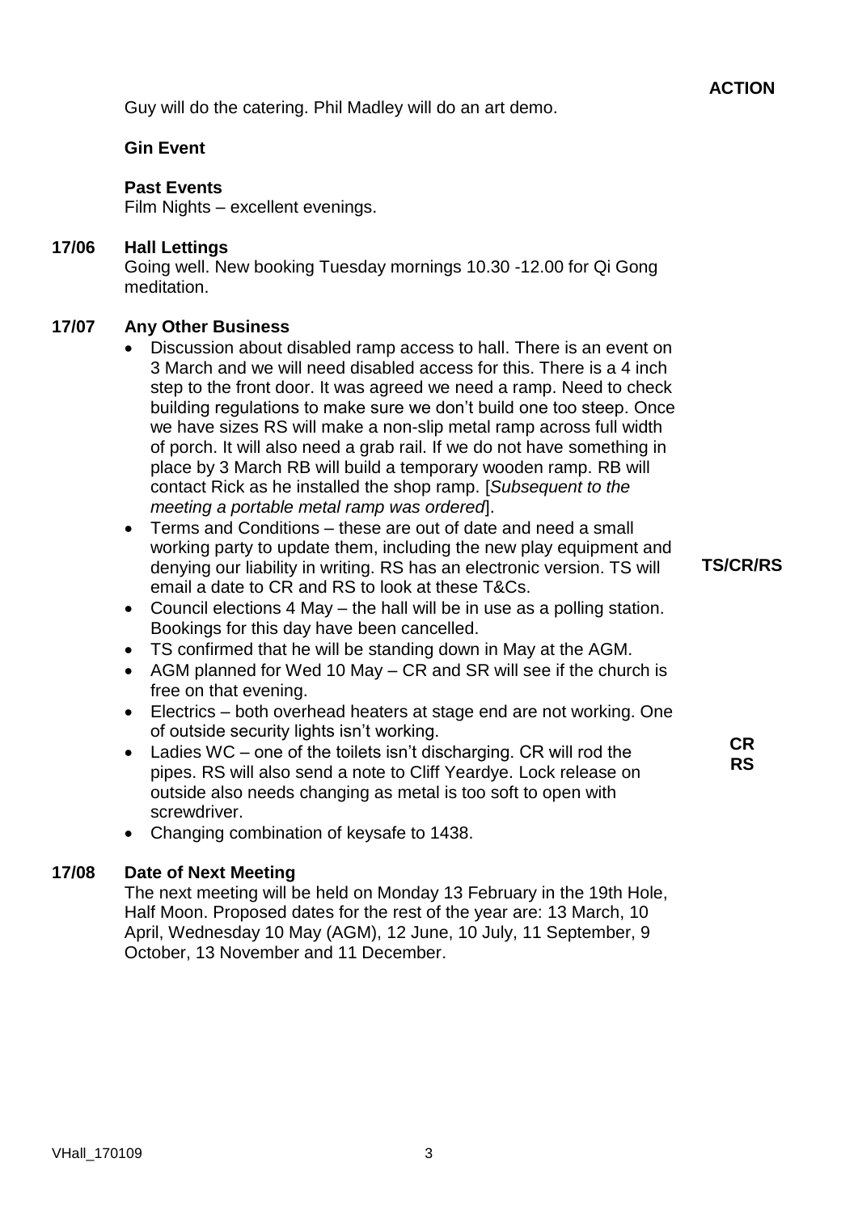**ACTION**

Guy will do the catering. Phil Madley will do an art demo.

**Gin Event**

**Past Events**
Film Nights – excellent evenings.

## 17/06 Hall Lettings

Going well. New booking Tuesday mornings 10.30 -12.00 for Qi Gong meditation.

## 17/07 Any Other Business

- Discussion about disabled ramp access to hall. There is an event on 3 March and we will need disabled access for this. There is a 4 inch step to the front door. It was agreed we need a ramp. Need to check building regulations to make sure we don't build one too steep. Once we have sizes RS will make a non-slip metal ramp across full width of porch. It will also need a grab rail. If we do not have something in place by 3 March RB will build a temporary wooden ramp. RB will contact Rick as he installed the shop ramp. [*Subsequent to the meeting a portable metal ramp was ordered*].
- Terms and Conditions – these are out of date and need a small working party to update them, including the new play equipment and denying our liability in writing. RS has an electronic version. TS will email a date to CR and RS to look at these T&Cs. **TS/CR/RS**
- Council elections 4 May – the hall will be in use as a polling station. Bookings for this day have been cancelled.
- TS confirmed that he will be standing down in May at the AGM.
- AGM planned for Wed 10 May – CR and SR will see if the church is free on that evening.
- Electrics – both overhead heaters at stage end are not working. One of outside security lights isn't working.
- Ladies WC – one of the toilets isn't discharging. CR will rod the pipes. RS will also send a note to Cliff Yeardye. Lock release on outside also needs changing as metal is too soft to open with screwdriver. **CR** **RS**
- Changing combination of keysafe to 1438.

## 17/08 Date of Next Meeting

The next meeting will be held on Monday 13 February in the 19th Hole, Half Moon. Proposed dates for the rest of the year are: 13 March, 10 April, Wednesday 10 May (AGM), 12 June, 10 July, 11 September, 9 October, 13 November and 11 December.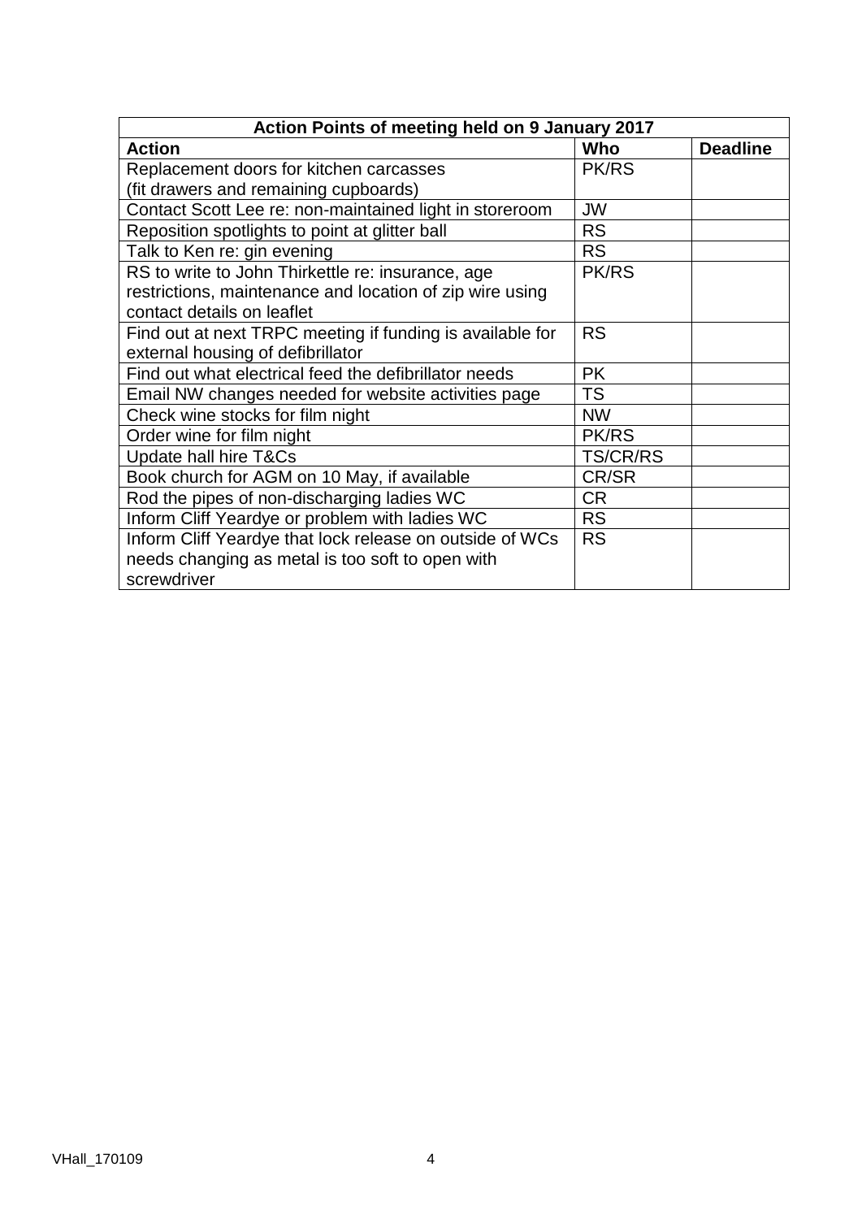| Action Points of meeting held on 9 January 2017 | | |
|---|---|---|
| **Action** | **Who** | **Deadline** |
| Replacement doors for kitchen carcasses (fit drawers and remaining cupboards) | PK/RS | |
| Contact Scott Lee re: non-maintained light in storeroom | JW | |
| Reposition spotlights to point at glitter ball | RS | |
| Talk to Ken re: gin evening | RS | |
| RS to write to John Thirkettle re: insurance, age restrictions, maintenance and location of zip wire using contact details on leaflet | PK/RS | |
| Find out at next TRPC meeting if funding is available for external housing of defibrillator | RS | |
| Find out what electrical feed the defibrillator needs | PK | |
| Email NW changes needed for website activities page | TS | |
| Check wine stocks for film night | NW | |
| Order wine for film night | PK/RS | |
| Update hall hire T&Cs | TS/CR/RS | |
| Book church for AGM on 10 May, if available | CR/SR | |
| Rod the pipes of non-discharging ladies WC | CR | |
| Inform Cliff Yeardye or problem with ladies WC | RS | |
| Inform Cliff Yeardye that lock release on outside of WCs needs changing as metal is too soft to open with screwdriver | RS | |